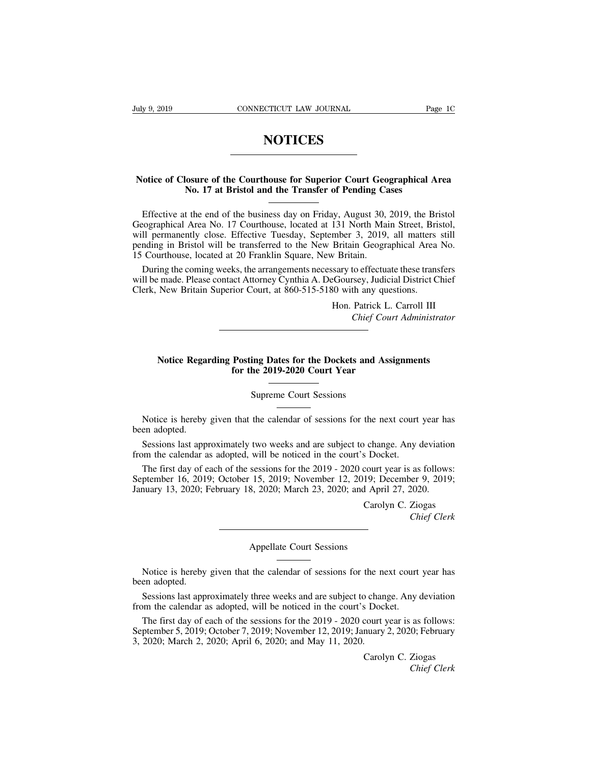# NOTICES

## Notice of Closure of the Courthouse for Superior Court Geographical Area No. 17 at Bristol and the Transfer of Pending Cases

Effective at the end of the business day on Friday, August 30, 2019, the Bristol Geographical Area No. 17 Courthouse, located at 131 North Main Street, Bristol, will permanently close. Effective Tuesday, September 3, 2019, all matters still pending in Bristol will be transferred to the New Britain Geographical Area No. 15 Courthouse, located at 20 Franklin Square, New Britain.

During the coming weeks, the arrangements necessary to effectuate these transfers will be made. Please contact Attorney Cynthia A. DeGoursey, Judicial District Chief Clerk, New Britain Superior Court, at 860-515-5180 with any questions.

Hon. Patrick L. Carroll III
*Chief Court Administrator*

---

## Notice Regarding Posting Dates for the Dockets and Assignments for the 2019-2020 Court Year

### Supreme Court Sessions

Notice is hereby given that the calendar of sessions for the next court year has been adopted.

Sessions last approximately two weeks and are subject to change. Any deviation from the calendar as adopted, will be noticed in the court's Docket.

The first day of each of the sessions for the 2019 - 2020 court year is as follows: September 16, 2019; October 15, 2019; November 12, 2019; December 9, 2019; January 13, 2020; February 18, 2020; March 23, 2020; and April 27, 2020.

Carolyn C. Ziogas
*Chief Clerk*

---

### Appellate Court Sessions

Notice is hereby given that the calendar of sessions for the next court year has been adopted.

Sessions last approximately three weeks and are subject to change. Any deviation from the calendar as adopted, will be noticed in the court's Docket.

The first day of each of the sessions for the 2019 - 2020 court year is as follows: September 5, 2019; October 7, 2019; November 12, 2019; January 2, 2020; February 3, 2020; March 2, 2020; April 6, 2020; and May 11, 2020.

Carolyn C. Ziogas
*Chief Clerk*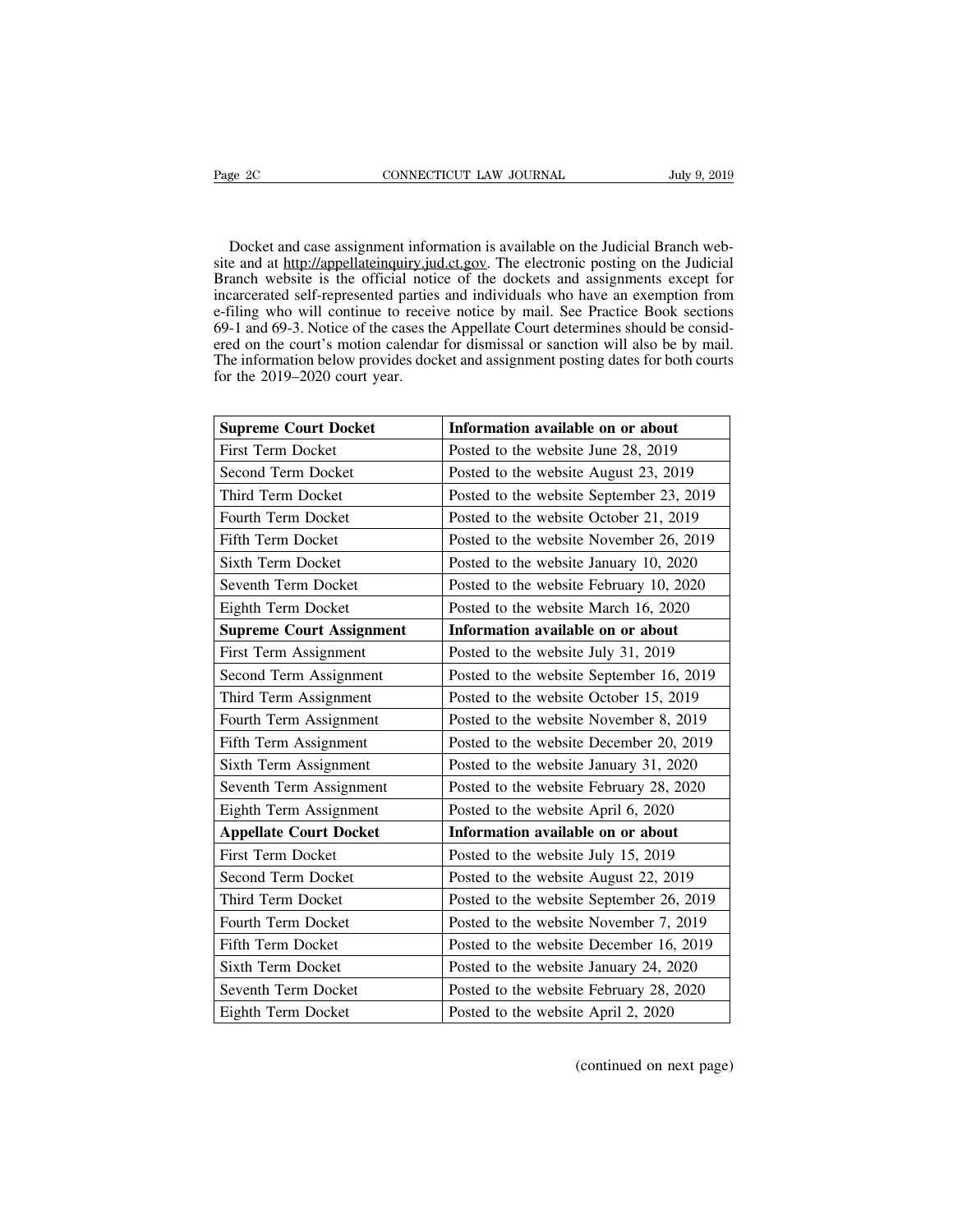Docket and case assignment information is available on the Judicial Branch website and at http://appellateinquiry.jud.ct.gov. The electronic posting on the Judicial Branch website is the official notice of the dockets and assignments except for incarcerated self-represented parties and individuals who have an exemption from e-filing who will continue to receive notice by mail. See Practice Book sections 69-1 and 69-3. Notice of the cases the Appellate Court determines should be considered on the court's motion calendar for dismissal or sanction will also be by mail. The information below provides docket and assignment posting dates for both courts for the 2019–2020 court year.

| **Supreme Court Docket** | **Information available on or about** |
|---|---|
| First Term Docket | Posted to the website June 28, 2019 |
| Second Term Docket | Posted to the website August 23, 2019 |
| Third Term Docket | Posted to the website September 23, 2019 |
| Fourth Term Docket | Posted to the website October 21, 2019 |
| Fifth Term Docket | Posted to the website November 26, 2019 |
| Sixth Term Docket | Posted to the website January 10, 2020 |
| Seventh Term Docket | Posted to the website February 10, 2020 |
| Eighth Term Docket | Posted to the website March 16, 2020 |
| **Supreme Court Assignment** | **Information available on or about** |
| First Term Assignment | Posted to the website July 31, 2019 |
| Second Term Assignment | Posted to the website September 16, 2019 |
| Third Term Assignment | Posted to the website October 15, 2019 |
| Fourth Term Assignment | Posted to the website November 8, 2019 |
| Fifth Term Assignment | Posted to the website December 20, 2019 |
| Sixth Term Assignment | Posted to the website January 31, 2020 |
| Seventh Term Assignment | Posted to the website February 28, 2020 |
| Eighth Term Assignment | Posted to the website April 6, 2020 |
| **Appellate Court Docket** | **Information available on or about** |
| First Term Docket | Posted to the website July 15, 2019 |
| Second Term Docket | Posted to the website August 22, 2019 |
| Third Term Docket | Posted to the website September 26, 2019 |
| Fourth Term Docket | Posted to the website November 7, 2019 |
| Fifth Term Docket | Posted to the website December 16, 2019 |
| Sixth Term Docket | Posted to the website January 24, 2020 |
| Seventh Term Docket | Posted to the website February 28, 2020 |
| Eighth Term Docket | Posted to the website April 2, 2020 |

(continued on next page)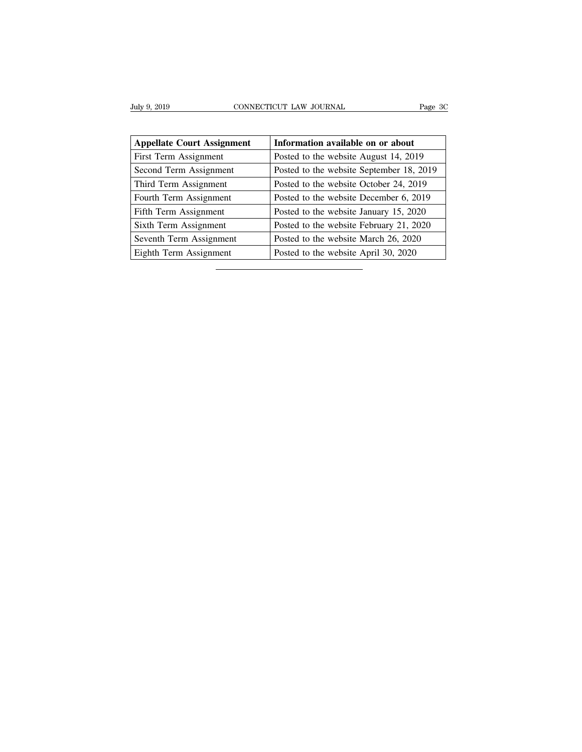| Appellate Court Assignment | Information available on or about |
|---|---|
| First Term Assignment | Posted to the website August 14, 2019 |
| Second Term Assignment | Posted to the website September 18, 2019 |
| Third Term Assignment | Posted to the website October 24, 2019 |
| Fourth Term Assignment | Posted to the website December 6, 2019 |
| Fifth Term Assignment | Posted to the website January 15, 2020 |
| Sixth Term Assignment | Posted to the website February 21, 2020 |
| Seventh Term Assignment | Posted to the website March 26, 2020 |
| Eighth Term Assignment | Posted to the website April 30, 2020 |